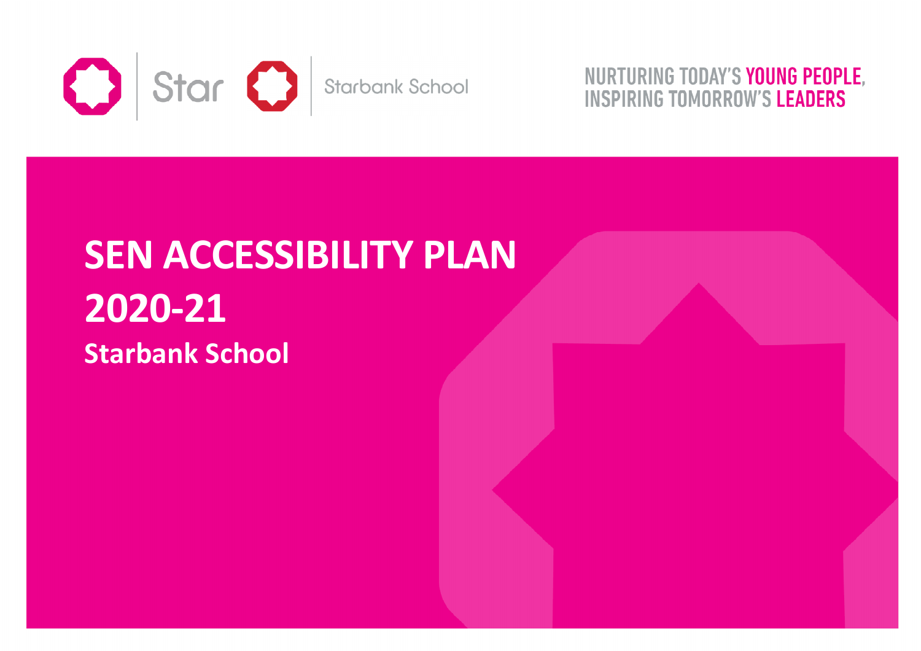Star | Starbank School

NURTURING TODAY'S YOUNG PEOPLE, INSPIRING TOMORROW'S LEADERS

# SEN ACCESSIBILITY PLAN 2020-21

## Starbank School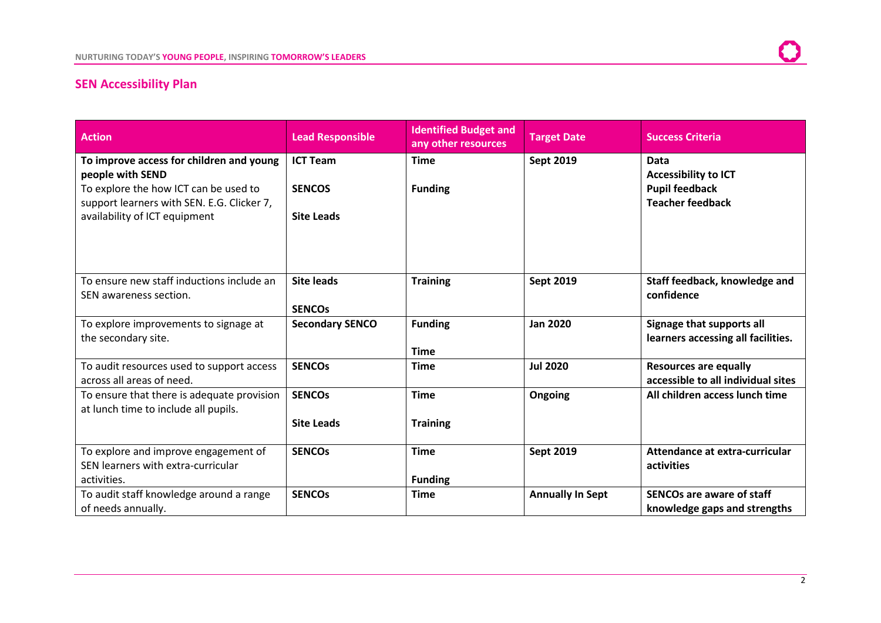## SEN Accessibility Plan

| Action | Lead Responsible | Identified Budget and any other resources | Target Date | Success Criteria |
|---|---|---|---|---|
| **To improve access for children and young people with SEND** To explore the how ICT can be used to support learners with SEN. E.G. Clicker 7, availability of ICT equipment | **ICT Team** **SENCOS** **Site Leads** | **Time** **Funding** | **Sept 2019** | **Data** **Accessibility to ICT** **Pupil feedback** **Teacher feedback** |
| To ensure new staff inductions include an SEN awareness section. | **Site leads** **SENCOs** | **Training** | **Sept 2019** | **Staff feedback, knowledge and confidence** |
| To explore improvements to signage at the secondary site. | **Secondary SENCO** | **Funding** **Time** | **Jan 2020** | **Signage that supports all learners accessing all facilities.** |
| To audit resources used to support access across all areas of need. | **SENCOs** | **Time** | **Jul 2020** | **Resources are equally accessible to all individual sites** |
| To ensure that there is adequate provision at lunch time to include all pupils. | **SENCOs** **Site Leads** | **Time** **Training** | **Ongoing** | **All children access lunch time** |
| To explore and improve engagement of SEN learners with extra-curricular activities. | **SENCOs** | **Time** **Funding** | **Sept 2019** | **Attendance at extra-curricular activities** |
| To audit staff knowledge around a range of needs annually. | **SENCOs** | **Time** | **Annually In Sept** | **SENCOs are aware of staff knowledge gaps and strengths** |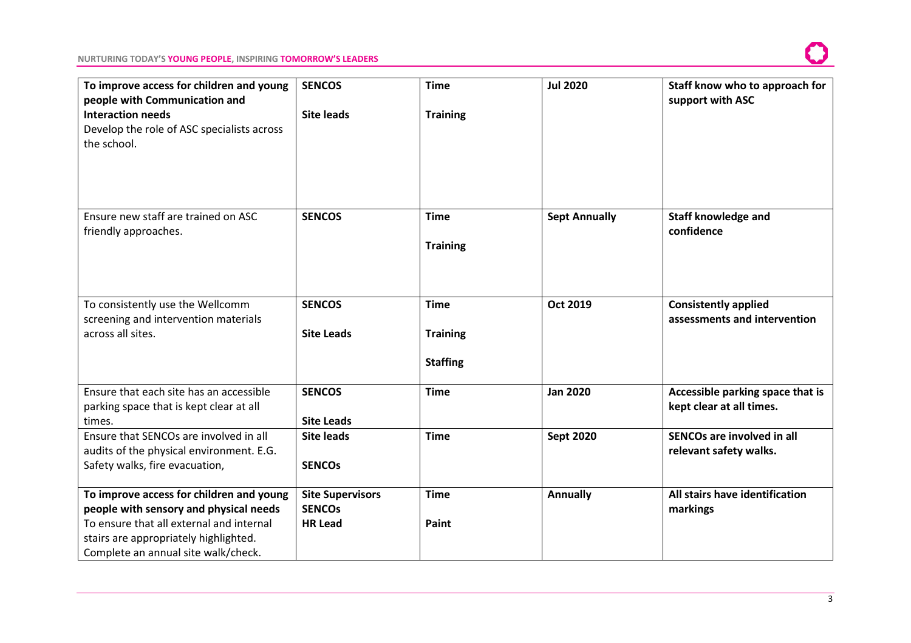| **To improve access for children and young people with Communication and Interaction needs**<br>Develop the role of ASC specialists across the school. | **SENCOS**<br><br>**Site leads** | **Time**<br><br>**Training** | **Jul 2020** | **Staff know who to approach for support with ASC** |
|---|---|---|---|---|
| Ensure new staff are trained on ASC friendly approaches. | **SENCOS** | **Time**<br><br>**Training** | **Sept Annually** | **Staff knowledge and confidence** |
| To consistently use the Wellcomm screening and intervention materials across all sites. | **SENCOS**<br><br>**Site Leads** | **Time**<br><br>**Training**<br><br>**Staffing** | **Oct 2019** | **Consistently applied assessments and intervention** |
| Ensure that each site has an accessible parking space that is kept clear at all times. | **SENCOS**<br><br>**Site Leads** | **Time** | **Jan 2020** | **Accessible parking space that is kept clear at all times.** |
| Ensure that SENCOs are involved in all audits of the physical environment. E.G. Safety walks, fire evacuation, | **Site leads**<br><br>**SENCOs** | **Time** | **Sept 2020** | **SENCOs are involved in all relevant safety walks.** |
| **To improve access for children and young people with sensory and physical needs**<br>To ensure that all external and internal stairs are appropriately highlighted. Complete an annual site walk/check. | **Site Supervisors**<br>**SENCOs**<br>**HR Lead** | **Time**<br><br>**Paint** | **Annually** | **All stairs have identification markings** |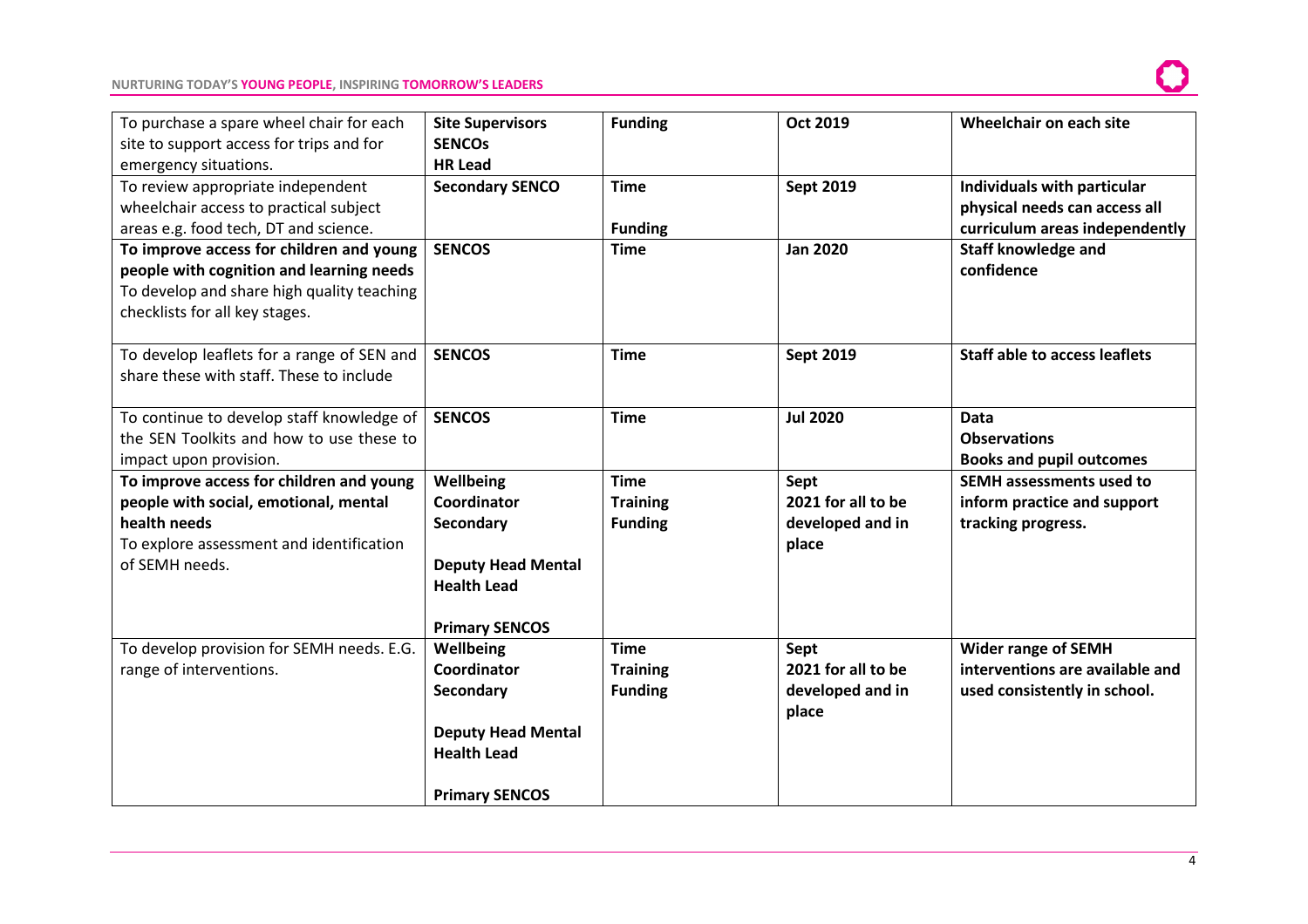| | | | | |
|---|---|---|---|---|
| To purchase a spare wheel chair for each site to support access for trips and for emergency situations. | **Site Supervisors**<br>**SENCOs**<br>**HR Lead** | **Funding** | **Oct 2019** | **Wheelchair on each site** |
| To review appropriate independent wheelchair access to practical subject areas e.g. food tech, DT and science. | **Secondary SENCO** | **Time**<br><br>**Funding** | **Sept 2019** | **Individuals with particular physical needs can access all curriculum areas independently** |
| **To improve access for children and young people with cognition and learning needs**<br>To develop and share high quality teaching checklists for all key stages. | **SENCOS** | **Time** | **Jan 2020** | **Staff knowledge and confidence** |
| To develop leaflets for a range of SEN and share these with staff. These to include | **SENCOS** | **Time** | **Sept 2019** | **Staff able to access leaflets** |
| To continue to develop staff knowledge of the SEN Toolkits and how to use these to impact upon provision. | **SENCOS** | **Time** | **Jul 2020** | **Data**<br>**Observations**<br>**Books and pupil outcomes** |
| **To improve access for children and young people with social, emotional, mental health needs**<br>To explore assessment and identification of SEMH needs. | **Wellbeing Coordinator Secondary**<br><br>**Deputy Head Mental Health Lead**<br><br>**Primary SENCOS** | **Time**<br>**Training**<br>**Funding** | **Sept 2021 for all to be developed and in place** | **SEMH assessments used to inform practice and support tracking progress.** |
| To develop provision for SEMH needs. E.G. range of interventions. | **Wellbeing Coordinator Secondary**<br><br>**Deputy Head Mental Health Lead**<br><br>**Primary SENCOS** | **Time**<br>**Training**<br>**Funding** | **Sept 2021 for all to be developed and in place** | **Wider range of SEMH interventions are available and used consistently in school.** |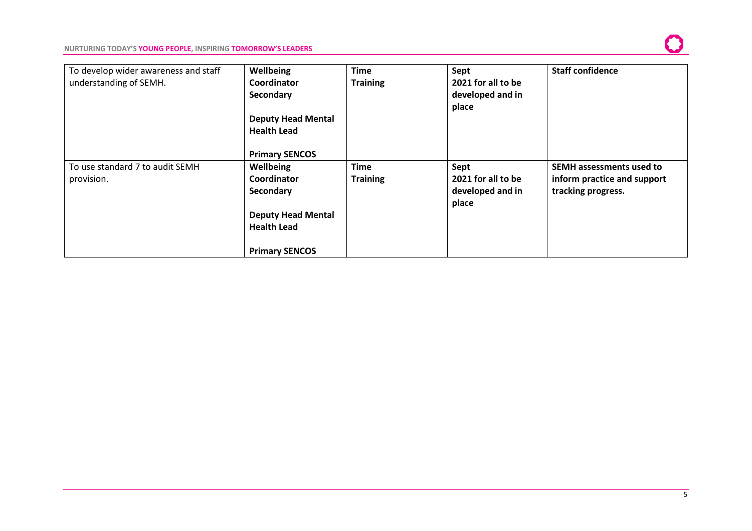| | | | | |
|---|---|---|---|---|
| To develop wider awareness and staff understanding of SEMH. | **Wellbeing Coordinator Secondary**<br><br>**Deputy Head Mental Health Lead**<br><br>**Primary SENCOS** | **Time Training** | **Sept 2021 for all to be developed and in place** | **Staff confidence** |
| To use standard 7 to audit SEMH provision. | **Wellbeing Coordinator Secondary**<br><br>**Deputy Head Mental Health Lead**<br><br>**Primary SENCOS** | **Time Training** | **Sept 2021 for all to be developed and in place** | **SEMH assessments used to inform practice and support tracking progress.** |